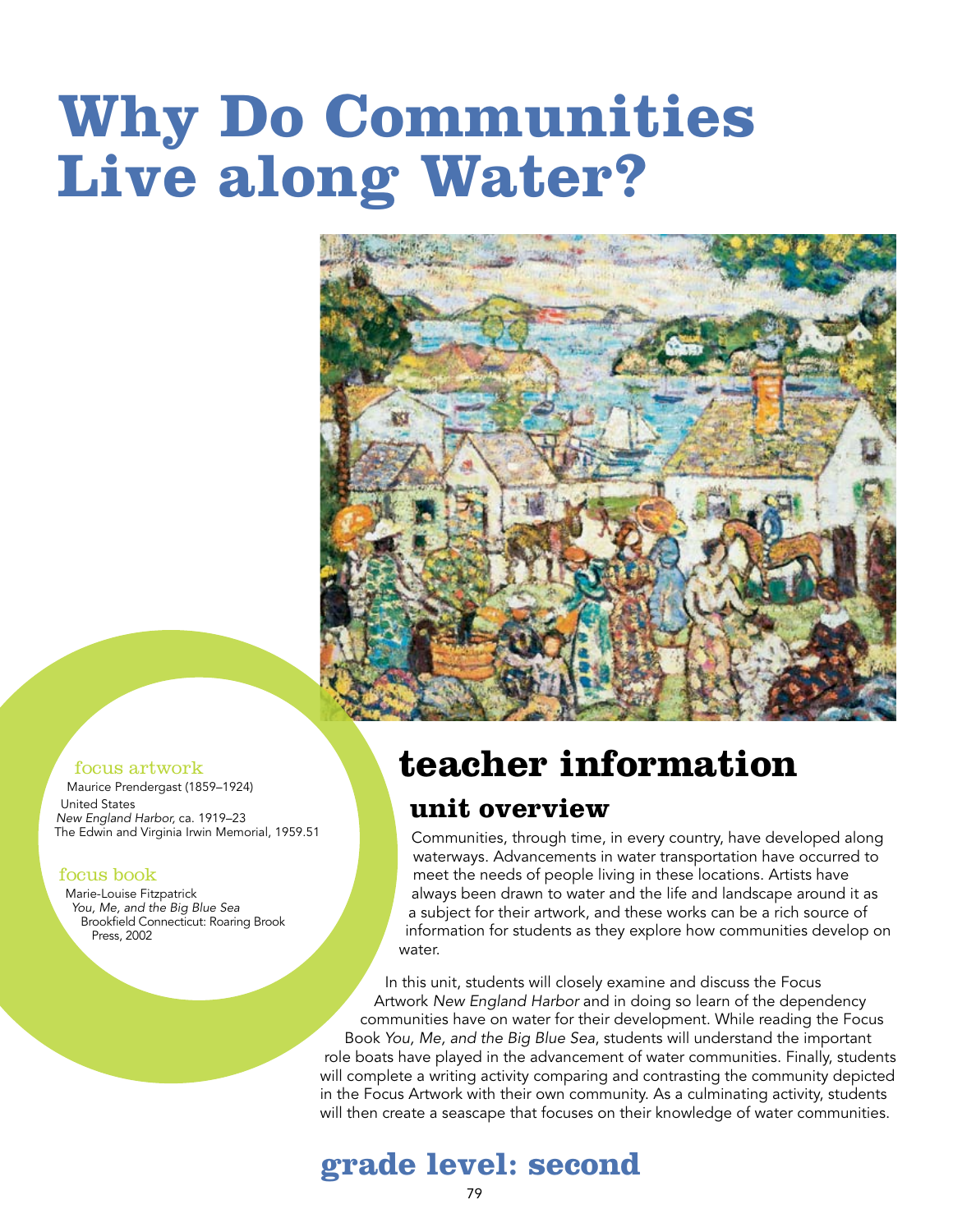# Why Do Communities Live along Water?

focus artwork

Maurice Prendergast (1859–1924)
United States
*New England Harbor,* ca. 1919–23
The Edwin and Virginia Irwin Memorial, 1959.51

focus book

Marie-Louise Fitzpatrick
*You, Me, and the Big Blue Sea*
Brookfield Connecticut: Roaring Brook Press, 2002

## teacher information

### unit overview

Communities, through time, in every country, have developed along waterways. Advancements in water transportation have occurred to meet the needs of people living in these locations. Artists have always been drawn to water and the life and landscape around it as a subject for their artwork, and these works can be a rich source of information for students as they explore how communities develop on water.

In this unit, students will closely examine and discuss the Focus Artwork *New England Harbor* and in doing so learn of the dependency communities have on water for their development. While reading the Focus Book *You, Me, and the Big Blue Sea*, students will understand the important role boats have played in the advancement of water communities. Finally, students will complete a writing activity comparing and contrasting the community depicted in the Focus Artwork with their own community. As a culminating activity, students will then create a seascape that focuses on their knowledge of water communities.

## grade level: second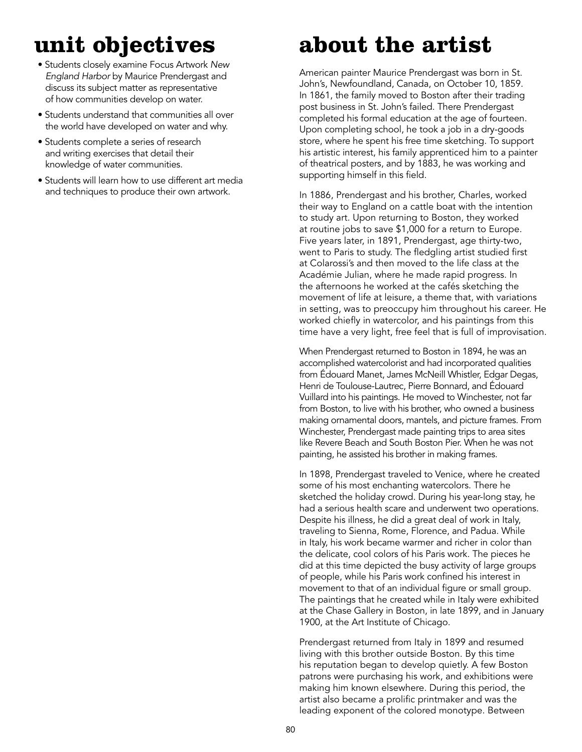# unit objectives

- Students closely examine Focus Artwork *New England Harbor* by Maurice Prendergast and discuss its subject matter as representative of how communities develop on water.
- Students understand that communities all over the world have developed on water and why.
- Students complete a series of research and writing exercises that detail their knowledge of water communities.
- Students will learn how to use different art media and techniques to produce their own artwork.

# about the artist

American painter Maurice Prendergast was born in St. John's, Newfoundland, Canada, on October 10, 1859. In 1861, the family moved to Boston after their trading post business in St. John's failed. There Prendergast completed his formal education at the age of fourteen. Upon completing school, he took a job in a dry-goods store, where he spent his free time sketching. To support his artistic interest, his family apprenticed him to a painter of theatrical posters, and by 1883, he was working and supporting himself in this field.

In 1886, Prendergast and his brother, Charles, worked their way to England on a cattle boat with the intention to study art. Upon returning to Boston, they worked at routine jobs to save $1,000 for a return to Europe. Five years later, in 1891, Prendergast, age thirty-two, went to Paris to study. The fledgling artist studied first at Colarossi's and then moved to the life class at the Académie Julian, where he made rapid progress. In the afternoons he worked at the cafés sketching the movement of life at leisure, a theme that, with variations in setting, was to preoccupy him throughout his career. He worked chiefly in watercolor, and his paintings from this time have a very light, free feel that is full of improvisation.

When Prendergast returned to Boston in 1894, he was an accomplished watercolorist and had incorporated qualities from Édouard Manet, James McNeill Whistler, Edgar Degas, Henri de Toulouse-Lautrec, Pierre Bonnard, and Édouard Vuillard into his paintings. He moved to Winchester, not far from Boston, to live with his brother, who owned a business making ornamental doors, mantels, and picture frames. From Winchester, Prendergast made painting trips to area sites like Revere Beach and South Boston Pier. When he was not painting, he assisted his brother in making frames.

In 1898, Prendergast traveled to Venice, where he created some of his most enchanting watercolors. There he sketched the holiday crowd. During his year-long stay, he had a serious health scare and underwent two operations. Despite his illness, he did a great deal of work in Italy, traveling to Sienna, Rome, Florence, and Padua. While in Italy, his work became warmer and richer in color than the delicate, cool colors of his Paris work. The pieces he did at this time depicted the busy activity of large groups of people, while his Paris work confined his interest in movement to that of an individual figure or small group. The paintings that he created while in Italy were exhibited at the Chase Gallery in Boston, in late 1899, and in January 1900, at the Art Institute of Chicago.

Prendergast returned from Italy in 1899 and resumed living with this brother outside Boston. By this time his reputation began to develop quietly. A few Boston patrons were purchasing his work, and exhibitions were making him known elsewhere. During this period, the artist also became a prolific printmaker and was the leading exponent of the colored monotype. Between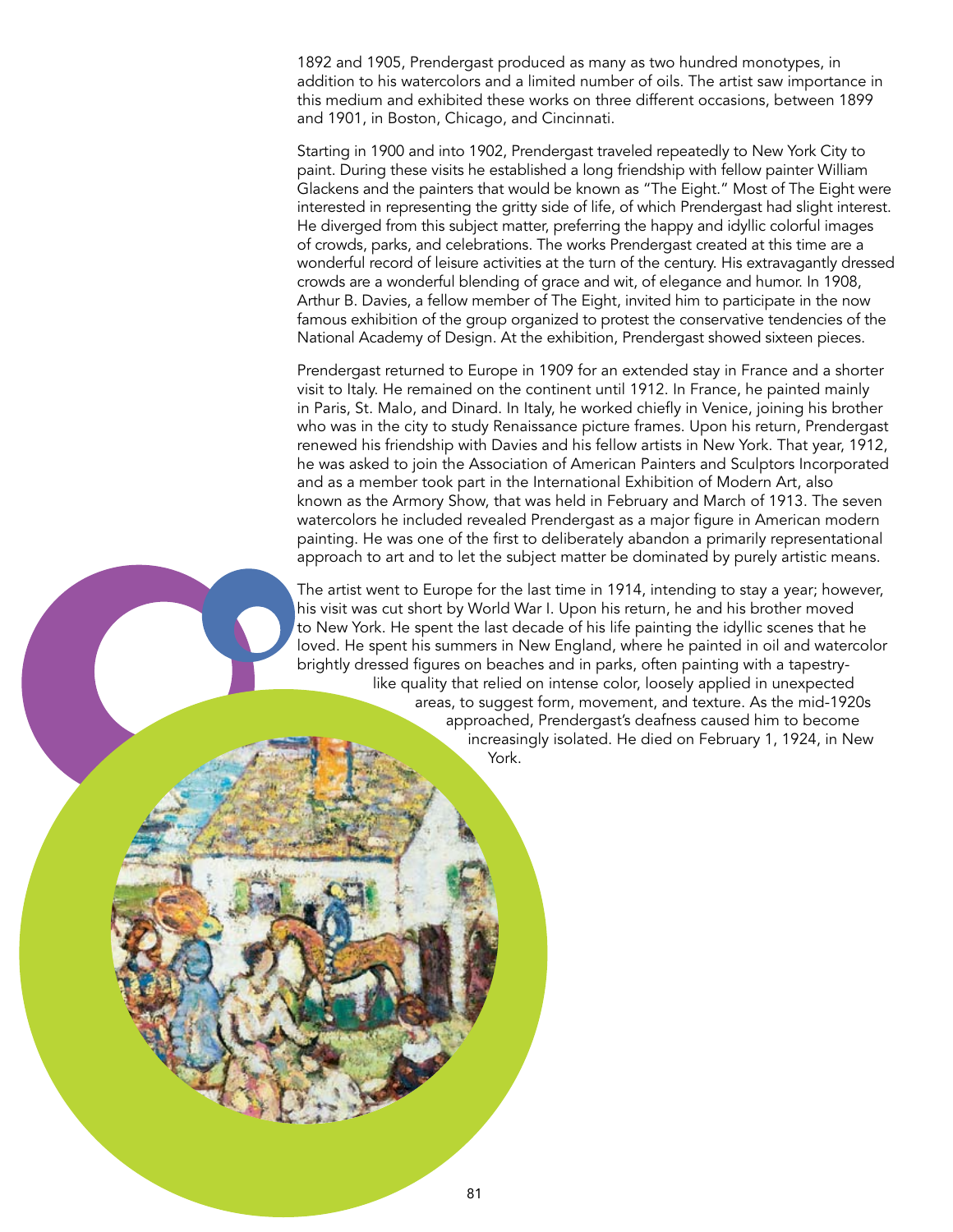1892 and 1905, Prendergast produced as many as two hundred monotypes, in addition to his watercolors and a limited number of oils. The artist saw importance in this medium and exhibited these works on three different occasions, between 1899 and 1901, in Boston, Chicago, and Cincinnati.

Starting in 1900 and into 1902, Prendergast traveled repeatedly to New York City to paint. During these visits he established a long friendship with fellow painter William Glackens and the painters that would be known as "The Eight." Most of The Eight were interested in representing the gritty side of life, of which Prendergast had slight interest. He diverged from this subject matter, preferring the happy and idyllic colorful images of crowds, parks, and celebrations. The works Prendergast created at this time are a wonderful record of leisure activities at the turn of the century. His extravagantly dressed crowds are a wonderful blending of grace and wit, of elegance and humor. In 1908, Arthur B. Davies, a fellow member of The Eight, invited him to participate in the now famous exhibition of the group organized to protest the conservative tendencies of the National Academy of Design. At the exhibition, Prendergast showed sixteen pieces.

Prendergast returned to Europe in 1909 for an extended stay in France and a shorter visit to Italy. He remained on the continent until 1912. In France, he painted mainly in Paris, St. Malo, and Dinard. In Italy, he worked chiefly in Venice, joining his brother who was in the city to study Renaissance picture frames. Upon his return, Prendergast renewed his friendship with Davies and his fellow artists in New York. That year, 1912, he was asked to join the Association of American Painters and Sculptors Incorporated and as a member took part in the International Exhibition of Modern Art, also known as the Armory Show, that was held in February and March of 1913. The seven watercolors he included revealed Prendergast as a major figure in American modern painting. He was one of the first to deliberately abandon a primarily representational approach to art and to let the subject matter be dominated by purely artistic means.

The artist went to Europe for the last time in 1914, intending to stay a year; however, his visit was cut short by World War I. Upon his return, he and his brother moved to New York. He spent the last decade of his life painting the idyllic scenes that he loved. He spent his summers in New England, where he painted in oil and watercolor brightly dressed figures on beaches and in parks, often painting with a tapestry-like quality that relied on intense color, loosely applied in unexpected areas, to suggest form, movement, and texture. As the mid-1920s approached, Prendergast's deafness caused him to become increasingly isolated. He died on February 1, 1924, in New York.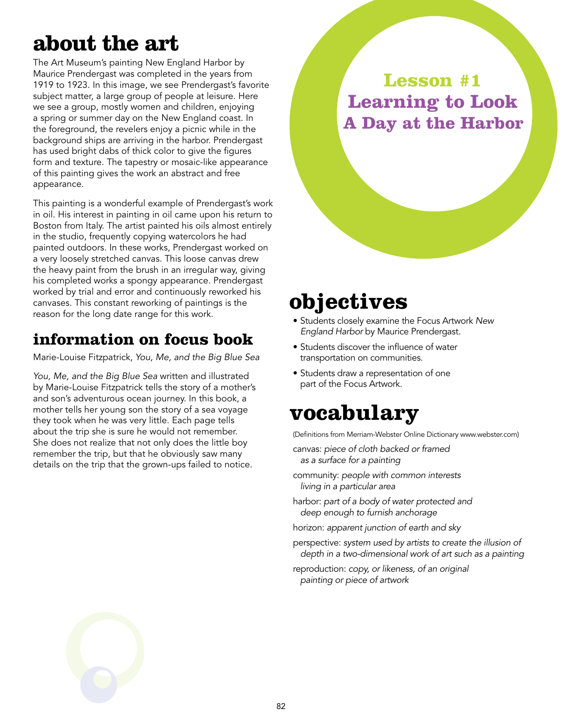# Lesson #1
# Learning to Look
# A Day at the Harbor

## about the art

The Art Museum's painting New England Harbor by Maurice Prendergast was completed in the years from 1919 to 1923. In this image, we see Prendergast's favorite subject matter, a large group of people at leisure. Here we see a group, mostly women and children, enjoying a spring or summer day on the New England coast. In the foreground, the revelers enjoy a picnic while in the background ships are arriving in the harbor. Prendergast has used bright dabs of thick color to give the figures form and texture. The tapestry or mosaic-like appearance of this painting gives the work an abstract and free appearance.

This painting is a wonderful example of Prendergast's work in oil. His interest in painting in oil came upon his return to Boston from Italy. The artist painted his oils almost entirely in the studio, frequently copying watercolors he had painted outdoors. In these works, Prendergast worked on a very loosely stretched canvas. This loose canvas drew the heavy paint from the brush in an irregular way, giving his completed works a spongy appearance. Prendergast worked by trial and error and continuously reworked his canvases. This constant reworking of paintings is the reason for the long date range for this work.

## information on focus book

Marie-Louise Fitzpatrick, *You, Me, and the Big Blue Sea*

*You, Me, and the Big Blue Sea* written and illustrated by Marie-Louise Fitzpatrick tells the story of a mother's and son's adventurous ocean journey. In this book, a mother tells her young son the story of a sea voyage they took when he was very little. Each page tells about the trip she is sure he would not remember. She does not realize that not only does the little boy remember the trip, but that he obviously saw many details on the trip that the grown-ups failed to notice.

## objectives

- Students closely examine the Focus Artwork *New England Harbor* by Maurice Prendergast.
- Students discover the influence of water transportation on communities.
- Students draw a representation of one part of the Focus Artwork.

## vocabulary

(Definitions from Merriam-Webster Online Dictionary www.webster.com)

canvas: *piece of cloth backed or framed as a surface for a painting*

community: *people with common interests living in a particular area*

harbor: *part of a body of water protected and deep enough to furnish anchorage*

horizon: *apparent junction of earth and sky*

perspective: *system used by artists to create the illusion of depth in a two-dimensional work of art such as a painting*

reproduction: *copy, or likeness, of an original painting or piece of artwork*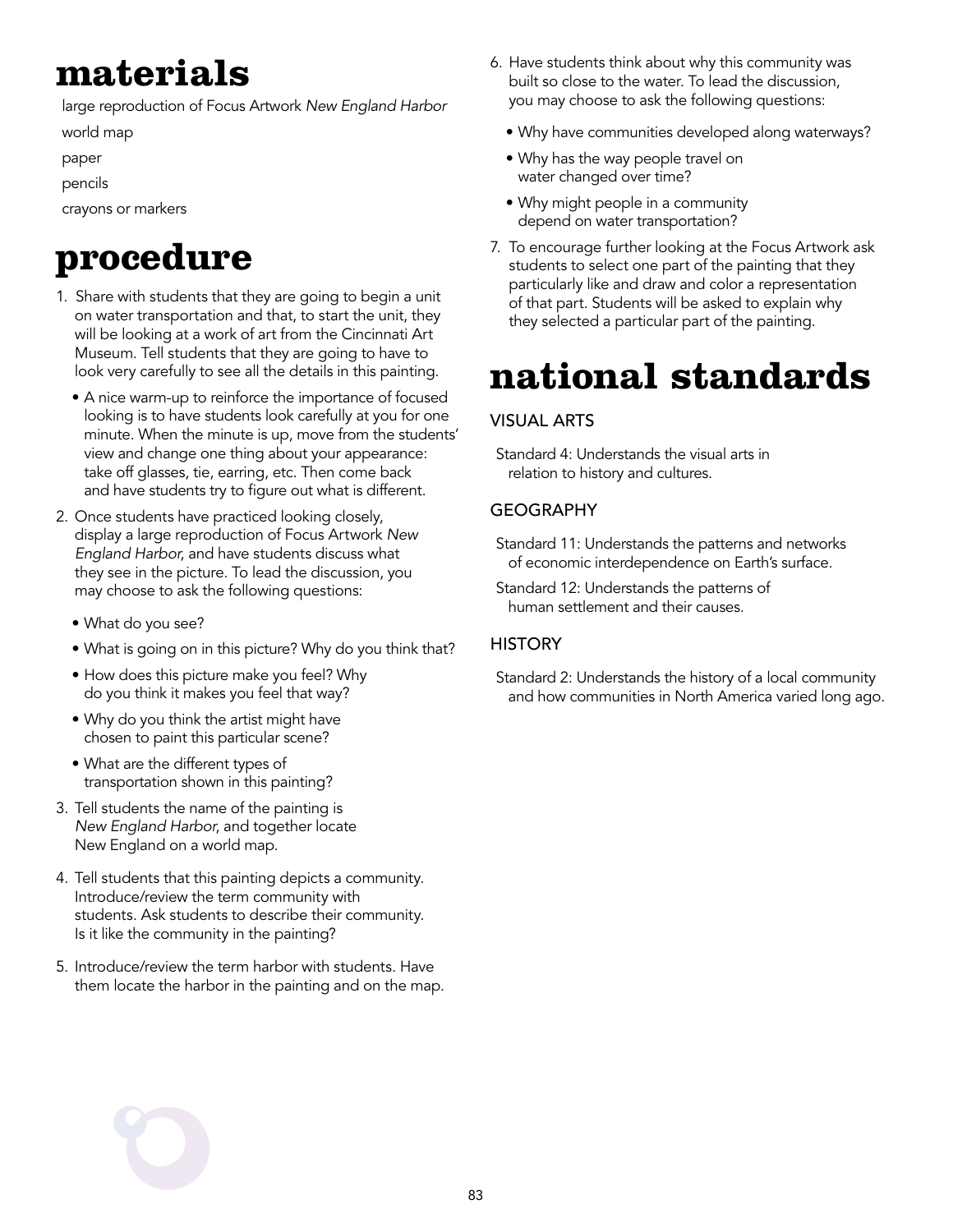# materials

large reproduction of Focus Artwork *New England Harbor*

world map

paper

pencils

crayons or markers

# procedure

1. Share with students that they are going to begin a unit on water transportation and that, to start the unit, they will be looking at a work of art from the Cincinnati Art Museum. Tell students that they are going to have to look very carefully to see all the details in this painting.
   - A nice warm-up to reinforce the importance of focused looking is to have students look carefully at you for one minute. When the minute is up, move from the students' view and change one thing about your appearance: take off glasses, tie, earring, etc. Then come back and have students try to figure out what is different.
2. Once students have practiced looking closely, display a large reproduction of Focus Artwork *New England Harbor*, and have students discuss what they see in the picture. To lead the discussion, you may choose to ask the following questions:
   - What do you see?
   - What is going on in this picture? Why do you think that?
   - How does this picture make you feel? Why do you think it makes you feel that way?
   - Why do you think the artist might have chosen to paint this particular scene?
   - What are the different types of transportation shown in this painting?
3. Tell students the name of the painting is *New England Harbor*, and together locate New England on a world map.
4. Tell students that this painting depicts a community. Introduce/review the term community with students. Ask students to describe their community. Is it like the community in the painting?
5. Introduce/review the term harbor with students. Have them locate the harbor in the painting and on the map.
6. Have students think about why this community was built so close to the water. To lead the discussion, you may choose to ask the following questions:
   - Why have communities developed along waterways?
   - Why has the way people travel on water changed over time?
   - Why might people in a community depend on water transportation?
7. To encourage further looking at the Focus Artwork ask students to select one part of the painting that they particularly like and draw and color a representation of that part. Students will be asked to explain why they selected a particular part of the painting.

# national standards

## VISUAL ARTS

Standard 4: Understands the visual arts in relation to history and cultures.

## GEOGRAPHY

Standard 11: Understands the patterns and networks of economic interdependence on Earth's surface.

Standard 12: Understands the patterns of human settlement and their causes.

## HISTORY

Standard 2: Understands the history of a local community and how communities in North America varied long ago.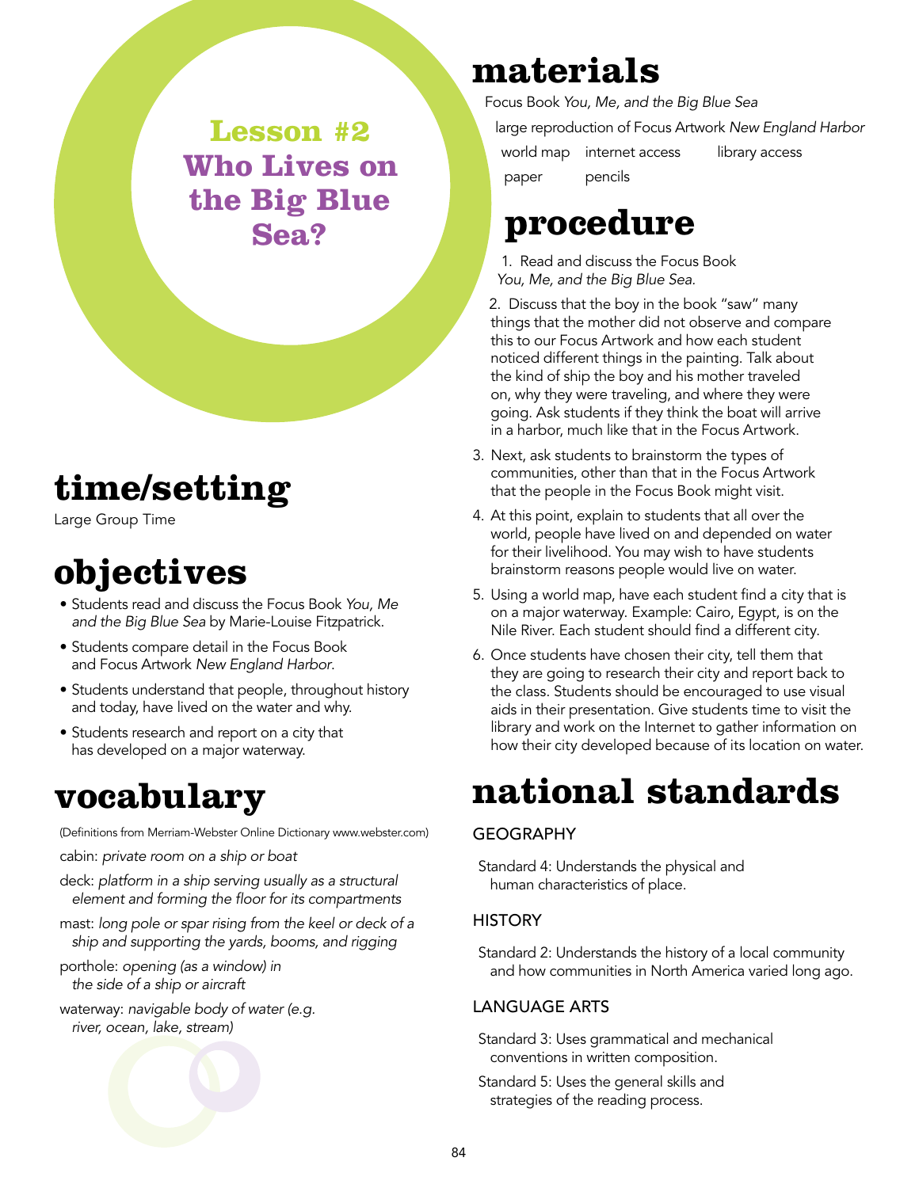# Lesson #2 Who Lives on the Big Blue Sea?

## time/setting

Large Group Time

## objectives

- Students read and discuss the Focus Book *You, Me and the Big Blue Sea* by Marie-Louise Fitzpatrick.
- Students compare detail in the Focus Book and Focus Artwork *New England Harbor*.
- Students understand that people, throughout history and today, have lived on the water and why.
- Students research and report on a city that has developed on a major waterway.

## vocabulary

(Definitions from Merriam-Webster Online Dictionary www.webster.com)

cabin: *private room on a ship or boat*

deck: *platform in a ship serving usually as a structural element and forming the floor for its compartments*

mast: *long pole or spar rising from the keel or deck of a ship and supporting the yards, booms, and rigging*

porthole: *opening (as a window) in the side of a ship or aircraft*

waterway: *navigable body of water (e.g. river, ocean, lake, stream)*

## materials

Focus Book *You, Me, and the Big Blue Sea*

large reproduction of Focus Artwork *New England Harbor*

world map

internet access

library access

paper

pencils

## procedure

1. Read and discuss the Focus Book *You, Me, and the Big Blue Sea.*
2. Discuss that the boy in the book "saw" many things that the mother did not observe and compare this to our Focus Artwork and how each student noticed different things in the painting. Talk about the kind of ship the boy and his mother traveled on, why they were traveling, and where they were going. Ask students if they think the boat will arrive in a harbor, much like that in the Focus Artwork.
3. Next, ask students to brainstorm the types of communities, other than that in the Focus Artwork that the people in the Focus Book might visit.
4. At this point, explain to students that all over the world, people have lived on and depended on water for their livelihood. You may wish to have students brainstorm reasons people would live on water.
5. Using a world map, have each student find a city that is on a major waterway. Example: Cairo, Egypt, is on the Nile River. Each student should find a different city.
6. Once students have chosen their city, tell them that they are going to research their city and report back to the class. Students should be encouraged to use visual aids in their presentation. Give students time to visit the library and work on the Internet to gather information on how their city developed because of its location on water.

## national standards

### GEOGRAPHY

Standard 4: Understands the physical and human characteristics of place.

### HISTORY

Standard 2: Understands the history of a local community and how communities in North America varied long ago.

### LANGUAGE ARTS

Standard 3: Uses grammatical and mechanical conventions in written composition.

Standard 5: Uses the general skills and strategies of the reading process.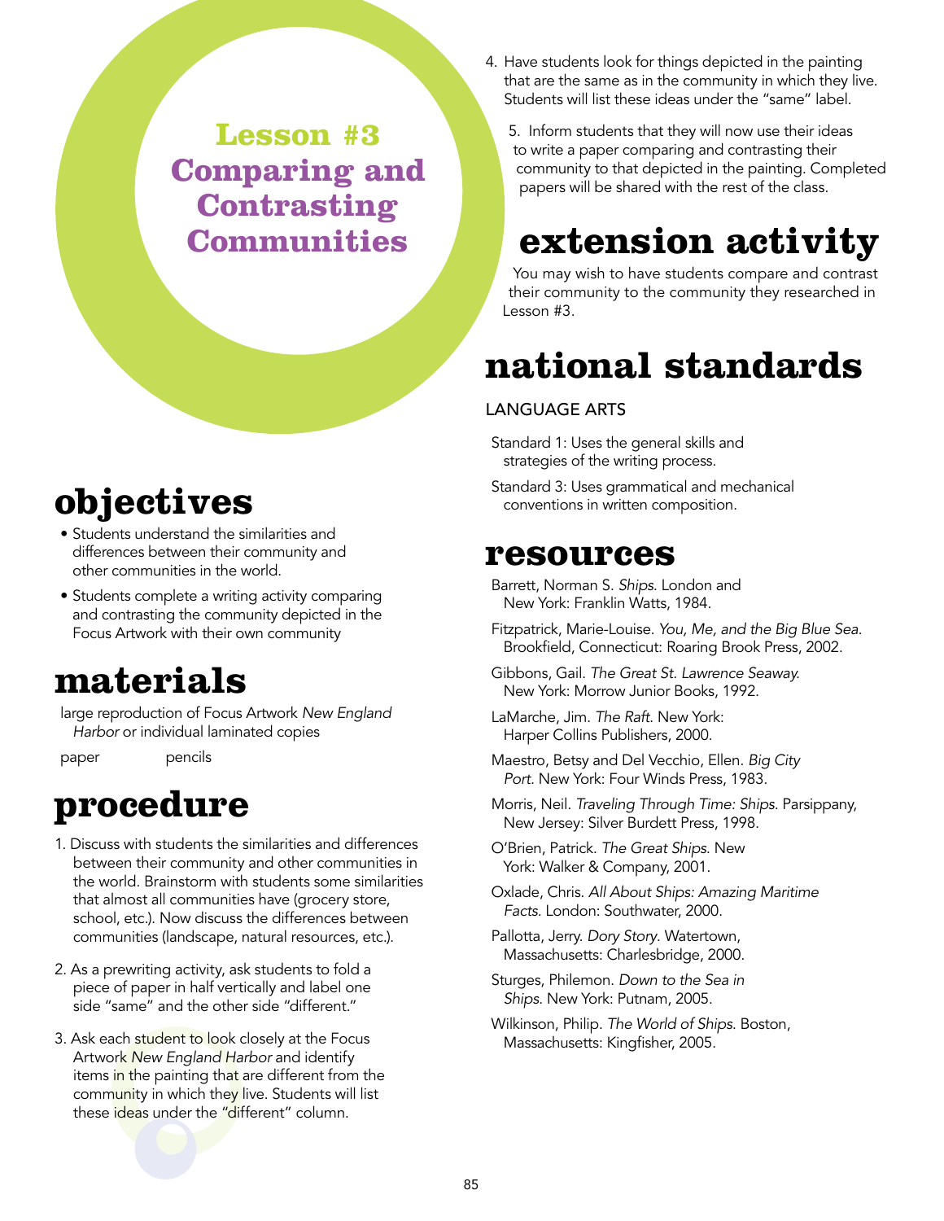# Lesson #3 Comparing and Contrasting Communities

## objectives

- Students understand the similarities and differences between their community and other communities in the world.
- Students complete a writing activity comparing and contrasting the community depicted in the Focus Artwork with their own community

## materials

large reproduction of Focus Artwork *New England Harbor* or individual laminated copies

paper

pencils

## procedure

1. Discuss with students the similarities and differences between their community and other communities in the world. Brainstorm with students some similarities that almost all communities have (grocery store, school, etc.). Now discuss the differences between communities (landscape, natural resources, etc.).

2. As a prewriting activity, ask students to fold a piece of paper in half vertically and label one side "same" and the other side "different."

3. Ask each student to look closely at the Focus Artwork *New England Harbor* and identify items in the painting that are different from the community in which they live. Students will list these ideas under the "different" column.

4. Have students look for things depicted in the painting that are the same as in the community in which they live. Students will list these ideas under the "same" label.

5. Inform students that they will now use their ideas to write a paper comparing and contrasting their community to that depicted in the painting. Completed papers will be shared with the rest of the class.

## extension activity

You may wish to have students compare and contrast their community to the community they researched in Lesson #3.

## national standards

LANGUAGE ARTS

Standard 1: Uses the general skills and strategies of the writing process.

Standard 3: Uses grammatical and mechanical conventions in written composition.

## resources

Barrett, Norman S. *Ships*. London and New York: Franklin Watts, 1984.

Fitzpatrick, Marie-Louise. *You, Me, and the Big Blue Sea*. Brookfield, Connecticut: Roaring Brook Press, 2002.

Gibbons, Gail. *The Great St. Lawrence Seaway.* New York: Morrow Junior Books, 1992.

LaMarche, Jim. *The Raft*. New York: Harper Collins Publishers, 2000.

Maestro, Betsy and Del Vecchio, Ellen. *Big City Port*. New York: Four Winds Press, 1983.

Morris, Neil. *Traveling Through Time: Ships*. Parsippany, New Jersey: Silver Burdett Press, 1998.

O'Brien, Patrick. *The Great Ships.* New York: Walker & Company, 2001.

Oxlade, Chris. *All About Ships: Amazing Maritime Facts*. London: Southwater, 2000.

Pallotta, Jerry. *Dory Story*. Watertown, Massachusetts: Charlesbridge, 2000.

Sturges, Philemon. *Down to the Sea in Ships*. New York: Putnam, 2005.

Wilkinson, Philip. *The World of Ships*. Boston, Massachusetts: Kingfisher, 2005.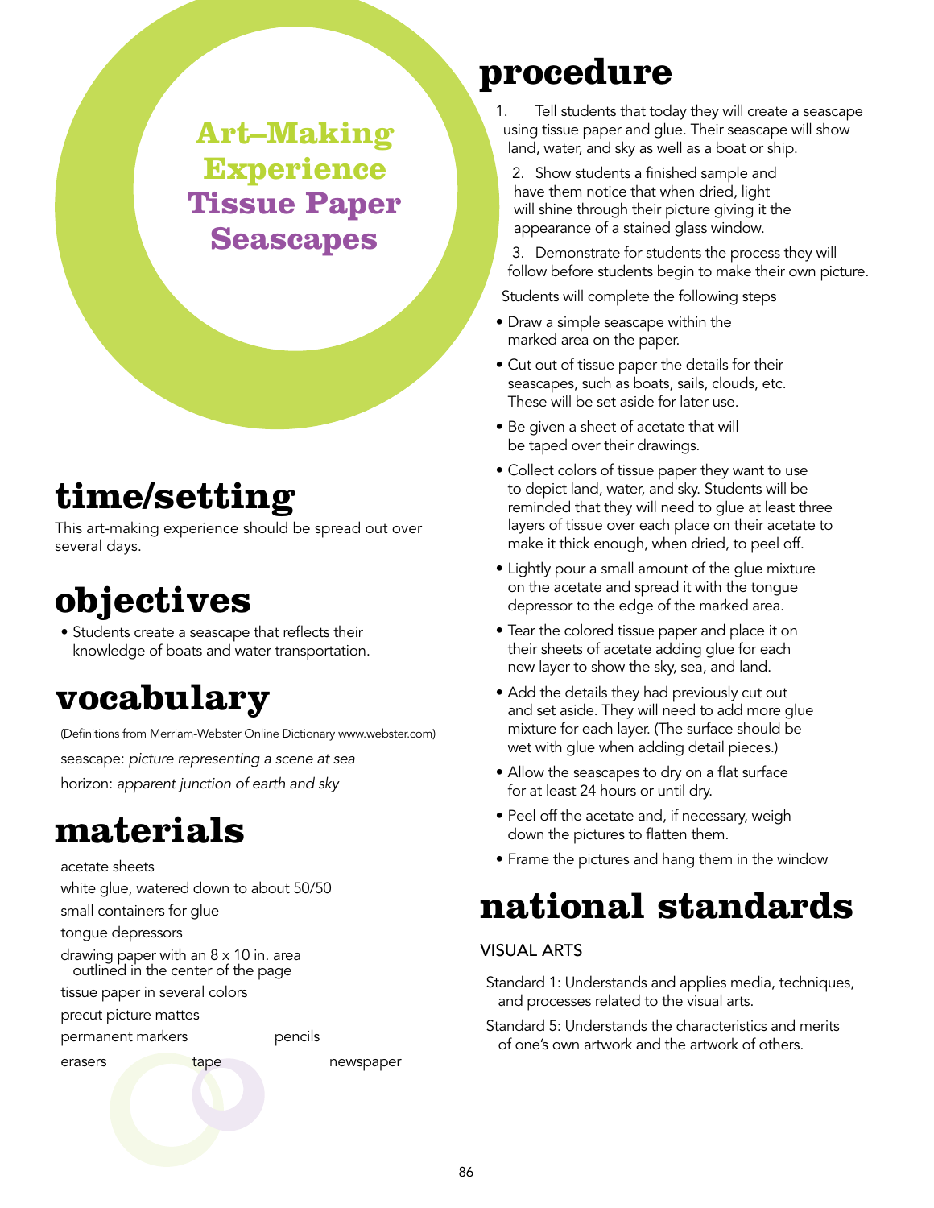# Art–Making Experience Tissue Paper Seascapes

## time/setting

This art-making experience should be spread out over several days.

## objectives

- Students create a seascape that reflects their knowledge of boats and water transportation.

## vocabulary

(Definitions from Merriam-Webster Online Dictionary www.webster.com)

seascape: *picture representing a scene at sea*

horizon: *apparent junction of earth and sky*

## materials

- acetate sheets
- white glue, watered down to about 50/50
- small containers for glue
- tongue depressors
- drawing paper with an 8 x 10 in. area outlined in the center of the page
- tissue paper in several colors
- precut picture mattes
- permanent markers
- pencils
- erasers
- tape
- newspaper

## procedure

1. Tell students that today they will create a seascape using tissue paper and glue. Their seascape will show land, water, and sky as well as a boat or ship.
2. Show students a finished sample and have them notice that when dried, light will shine through their picture giving it the appearance of a stained glass window.
3. Demonstrate for students the process they will follow before students begin to make their own picture.

Students will complete the following steps

- Draw a simple seascape within the marked area on the paper.
- Cut out of tissue paper the details for their seascapes, such as boats, sails, clouds, etc. These will be set aside for later use.
- Be given a sheet of acetate that will be taped over their drawings.
- Collect colors of tissue paper they want to use to depict land, water, and sky. Students will be reminded that they will need to glue at least three layers of tissue over each place on their acetate to make it thick enough, when dried, to peel off.
- Lightly pour a small amount of the glue mixture on the acetate and spread it with the tongue depressor to the edge of the marked area.
- Tear the colored tissue paper and place it on their sheets of acetate adding glue for each new layer to show the sky, sea, and land.
- Add the details they had previously cut out and set aside. They will need to add more glue mixture for each layer. (The surface should be wet with glue when adding detail pieces.)
- Allow the seascapes to dry on a flat surface for at least 24 hours or until dry.
- Peel off the acetate and, if necessary, weigh down the pictures to flatten them.
- Frame the pictures and hang them in the window

## national standards

### VISUAL ARTS

Standard 1: Understands and applies media, techniques, and processes related to the visual arts.

Standard 5: Understands the characteristics and merits of one's own artwork and the artwork of others.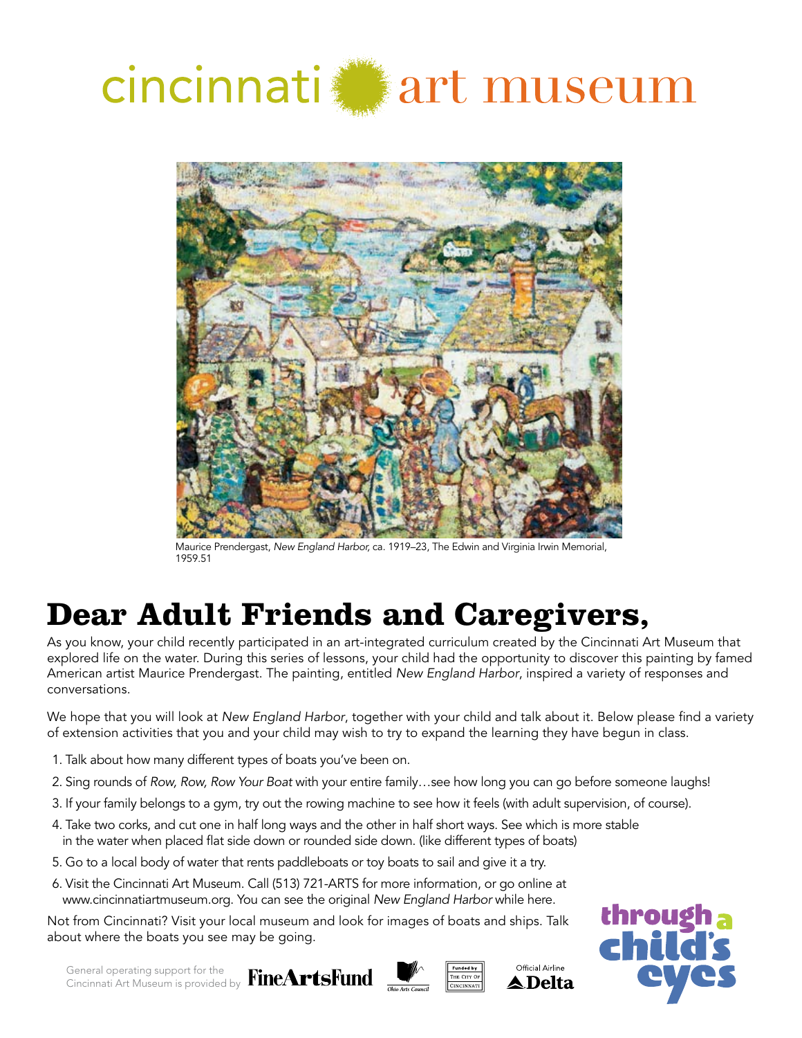cincinnati art museum

Maurice Prendergast, *New England Harbor*, ca. 1919–23, The Edwin and Virginia Irwin Memorial, 1959.51

# Dear Adult Friends and Caregivers,

As you know, your child recently participated in an art-integrated curriculum created by the Cincinnati Art Museum that explored life on the water. During this series of lessons, your child had the opportunity to discover this painting by famed American artist Maurice Prendergast. The painting, entitled *New England Harbor*, inspired a variety of responses and conversations.

We hope that you will look at *New England Harbor*, together with your child and talk about it. Below please find a variety of extension activities that you and your child may wish to try to expand the learning they have begun in class.

1. Talk about how many different types of boats you've been on.
2. Sing rounds of *Row, Row, Row Your Boat* with your entire family…see how long you can go before someone laughs!
3. If your family belongs to a gym, try out the rowing machine to see how it feels (with adult supervision, of course).
4. Take two corks, and cut one in half long ways and the other in half short ways. See which is more stable in the water when placed flat side down or rounded side down. (like different types of boats)
5. Go to a local body of water that rents paddleboats or toy boats to sail and give it a try.
6. Visit the Cincinnati Art Museum. Call (513) 721-ARTS for more information, or go online at www.cincinnatiartmuseum.org. You can see the original *New England Harbor* while here.

Not from Cincinnati? Visit your local museum and look for images of boats and ships. Talk about where the boats you see may be going.

General operating support for the Cincinnati Art Museum is provided by FineArtsFund, Ohio Arts Council, Funded by The City of Cincinnati, Official Airline Delta

through a child's eyes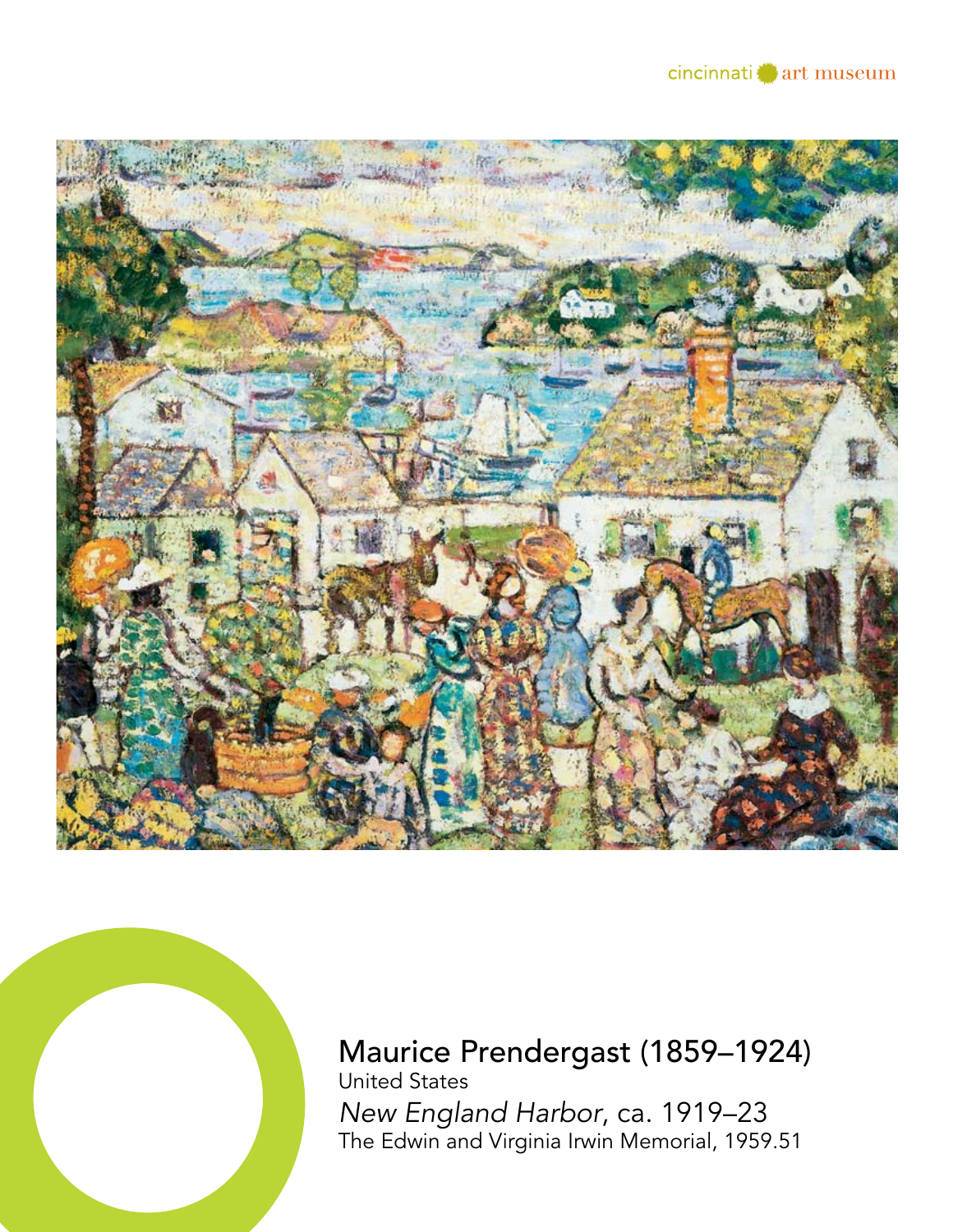cincinnati art museum

Maurice Prendergast (1859–1924)

United States

*New England Harbor*, ca. 1919–23

The Edwin and Virginia Irwin Memorial, 1959.51